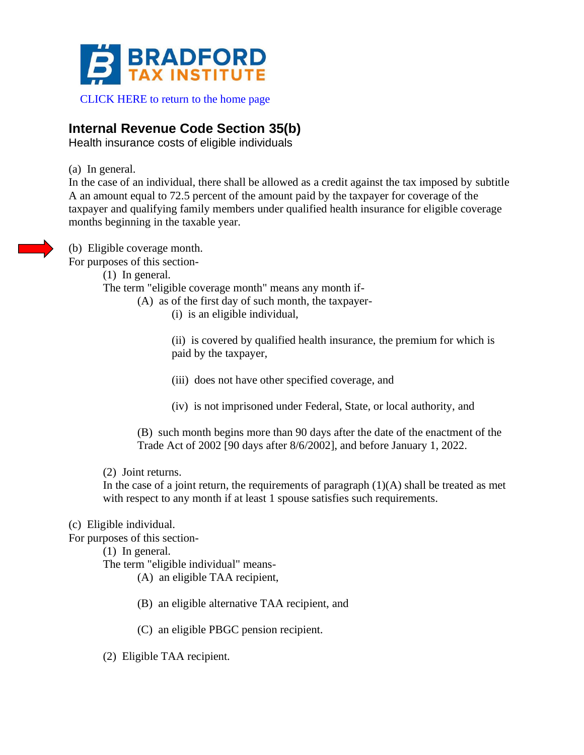**BRADFORD TAX INSTITUTE**

CLICK HERE to return to the home page

## Internal Revenue Code Section 35(b)

Health insurance costs of eligible individuals

(a) In general.

In the case of an individual, there shall be allowed as a credit against the tax imposed by subtitle A an amount equal to 72.5 percent of the amount paid by the taxpayer for coverage of the taxpayer and qualifying family members under qualified health insurance for eligible coverage months beginning in the taxable year.

(b) Eligible coverage month.

For purposes of this section-

- (1) In general.

  The term "eligible coverage month" means any month if-

  - (A) as of the first day of such month, the taxpayer-

    - (i) is an eligible individual,

    - (ii) is covered by qualified health insurance, the premium for which is paid by the taxpayer,

    - (iii) does not have other specified coverage, and

    - (iv) is not imprisoned under Federal, State, or local authority, and

  - (B) such month begins more than 90 days after the date of the enactment of the Trade Act of 2002 [90 days after 8/6/2002], and before January 1, 2022.

- (2) Joint returns.

  In the case of a joint return, the requirements of paragraph (1)(A) shall be treated as met with respect to any month if at least 1 spouse satisfies such requirements.

(c) Eligible individual.

For purposes of this section-

- (1) In general.

  The term "eligible individual" means-

  - (A) an eligible TAA recipient,

  - (B) an eligible alternative TAA recipient, and

  - (C) an eligible PBGC pension recipient.

- (2) Eligible TAA recipient.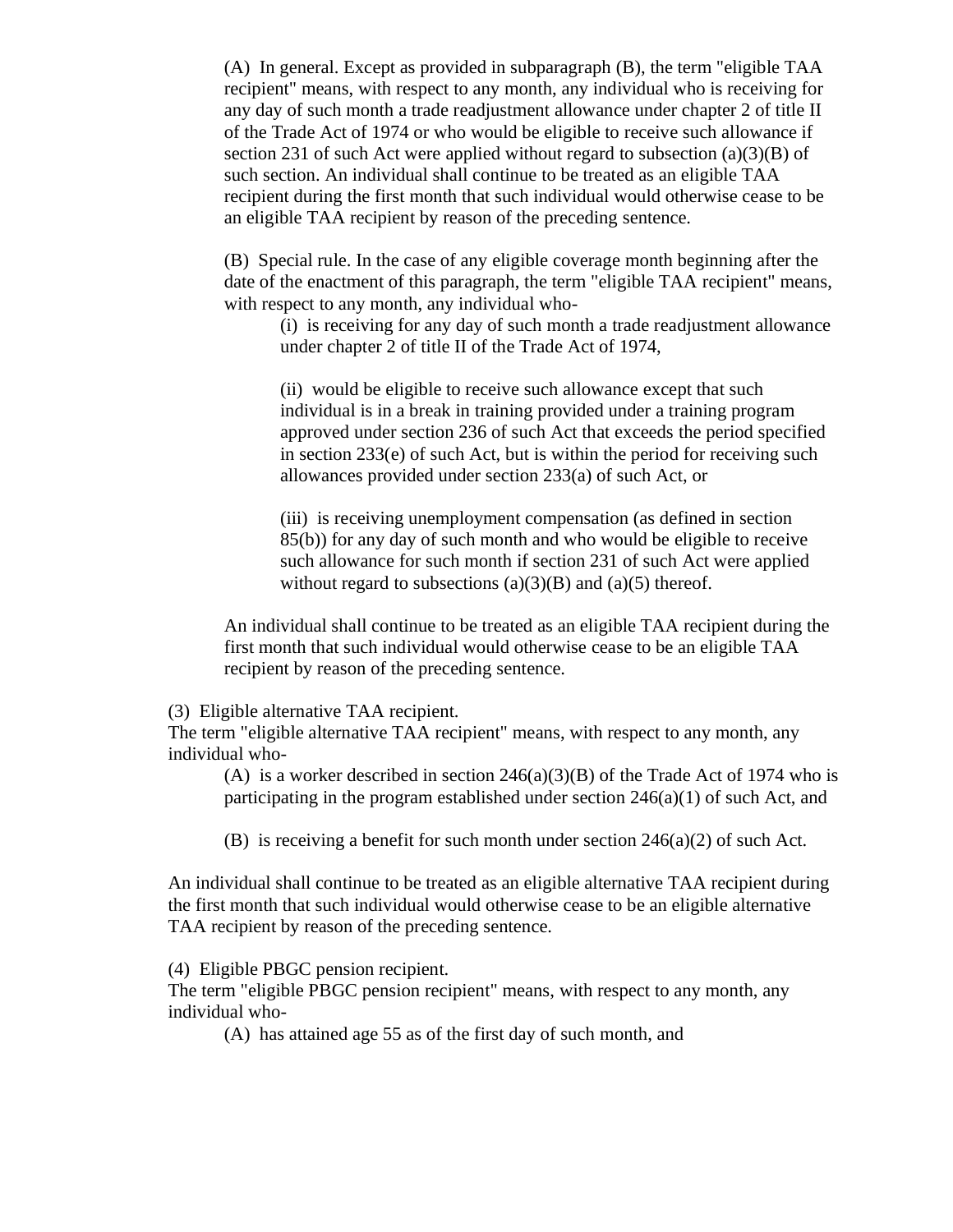(A) In general. Except as provided in subparagraph (B), the term "eligible TAA recipient" means, with respect to any month, any individual who is receiving for any day of such month a trade readjustment allowance under chapter 2 of title II of the Trade Act of 1974 or who would be eligible to receive such allowance if section 231 of such Act were applied without regard to subsection (a)(3)(B) of such section. An individual shall continue to be treated as an eligible TAA recipient during the first month that such individual would otherwise cease to be an eligible TAA recipient by reason of the preceding sentence.

(B) Special rule. In the case of any eligible coverage month beginning after the date of the enactment of this paragraph, the term "eligible TAA recipient" means, with respect to any month, any individual who-

(i) is receiving for any day of such month a trade readjustment allowance under chapter 2 of title II of the Trade Act of 1974,

(ii) would be eligible to receive such allowance except that such individual is in a break in training provided under a training program approved under section 236 of such Act that exceeds the period specified in section 233(e) of such Act, but is within the period for receiving such allowances provided under section 233(a) of such Act, or

(iii) is receiving unemployment compensation (as defined in section 85(b)) for any day of such month and who would be eligible to receive such allowance for such month if section 231 of such Act were applied without regard to subsections (a)(3)(B) and (a)(5) thereof.

An individual shall continue to be treated as an eligible TAA recipient during the first month that such individual would otherwise cease to be an eligible TAA recipient by reason of the preceding sentence.

(3) Eligible alternative TAA recipient.

The term "eligible alternative TAA recipient" means, with respect to any month, any individual who-

(A) is a worker described in section 246(a)(3)(B) of the Trade Act of 1974 who is participating in the program established under section 246(a)(1) of such Act, and

(B) is receiving a benefit for such month under section 246(a)(2) of such Act.

An individual shall continue to be treated as an eligible alternative TAA recipient during the first month that such individual would otherwise cease to be an eligible alternative TAA recipient by reason of the preceding sentence.

(4) Eligible PBGC pension recipient.

The term "eligible PBGC pension recipient" means, with respect to any month, any individual who-

(A) has attained age 55 as of the first day of such month, and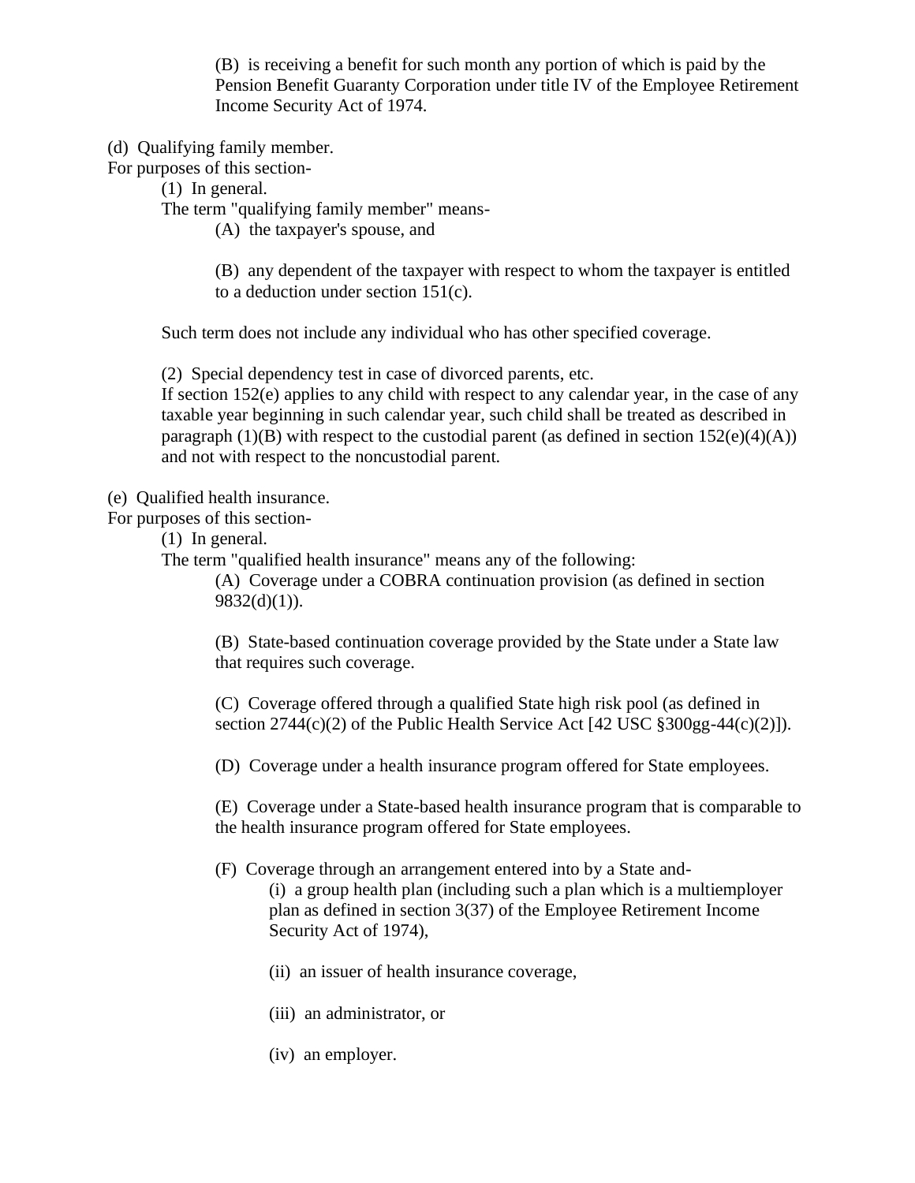(B) is receiving a benefit for such month any portion of which is paid by the Pension Benefit Guaranty Corporation under title IV of the Employee Retirement Income Security Act of 1974.

(d) Qualifying family member.
For purposes of this section-

(1) In general.
The term "qualifying family member" means-

(A) the taxpayer's spouse, and

(B) any dependent of the taxpayer with respect to whom the taxpayer is entitled to a deduction under section 151(c).

Such term does not include any individual who has other specified coverage.

(2) Special dependency test in case of divorced parents, etc.
If section 152(e) applies to any child with respect to any calendar year, in the case of any taxable year beginning in such calendar year, such child shall be treated as described in paragraph (1)(B) with respect to the custodial parent (as defined in section 152(e)(4)(A)) and not with respect to the noncustodial parent.

(e) Qualified health insurance.
For purposes of this section-

(1) In general.
The term "qualified health insurance" means any of the following:

(A) Coverage under a COBRA continuation provision (as defined in section 9832(d)(1)).

(B) State-based continuation coverage provided by the State under a State law that requires such coverage.

(C) Coverage offered through a qualified State high risk pool (as defined in section 2744(c)(2) of the Public Health Service Act [42 USC §300gg-44(c)(2)]).

(D) Coverage under a health insurance program offered for State employees.

(E) Coverage under a State-based health insurance program that is comparable to the health insurance program offered for State employees.

(F) Coverage through an arrangement entered into by a State and-

(i) a group health plan (including such a plan which is a multiemployer plan as defined in section 3(37) of the Employee Retirement Income Security Act of 1974),

(ii) an issuer of health insurance coverage,

(iii) an administrator, or

(iv) an employer.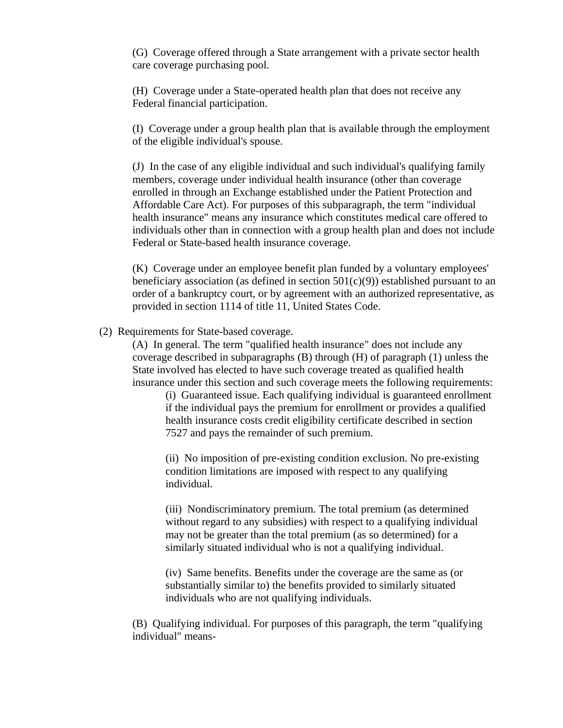(G) Coverage offered through a State arrangement with a private sector health care coverage purchasing pool.

(H) Coverage under a State-operated health plan that does not receive any Federal financial participation.

(I) Coverage under a group health plan that is available through the employment of the eligible individual's spouse.

(J) In the case of any eligible individual and such individual's qualifying family members, coverage under individual health insurance (other than coverage enrolled in through an Exchange established under the Patient Protection and Affordable Care Act). For purposes of this subparagraph, the term "individual health insurance" means any insurance which constitutes medical care offered to individuals other than in connection with a group health plan and does not include Federal or State-based health insurance coverage.

(K) Coverage under an employee benefit plan funded by a voluntary employees' beneficiary association (as defined in section 501(c)(9)) established pursuant to an order of a bankruptcy court, or by agreement with an authorized representative, as provided in section 1114 of title 11, United States Code.

(2) Requirements for State-based coverage.

(A) In general. The term "qualified health insurance" does not include any coverage described in subparagraphs (B) through (H) of paragraph (1) unless the State involved has elected to have such coverage treated as qualified health insurance under this section and such coverage meets the following requirements:

(i) Guaranteed issue. Each qualifying individual is guaranteed enrollment if the individual pays the premium for enrollment or provides a qualified health insurance costs credit eligibility certificate described in section 7527 and pays the remainder of such premium.

(ii) No imposition of pre-existing condition exclusion. No pre-existing condition limitations are imposed with respect to any qualifying individual.

(iii) Nondiscriminatory premium. The total premium (as determined without regard to any subsidies) with respect to a qualifying individual may not be greater than the total premium (as so determined) for a similarly situated individual who is not a qualifying individual.

(iv) Same benefits. Benefits under the coverage are the same as (or substantially similar to) the benefits provided to similarly situated individuals who are not qualifying individuals.

(B) Qualifying individual. For purposes of this paragraph, the term "qualifying individual" means-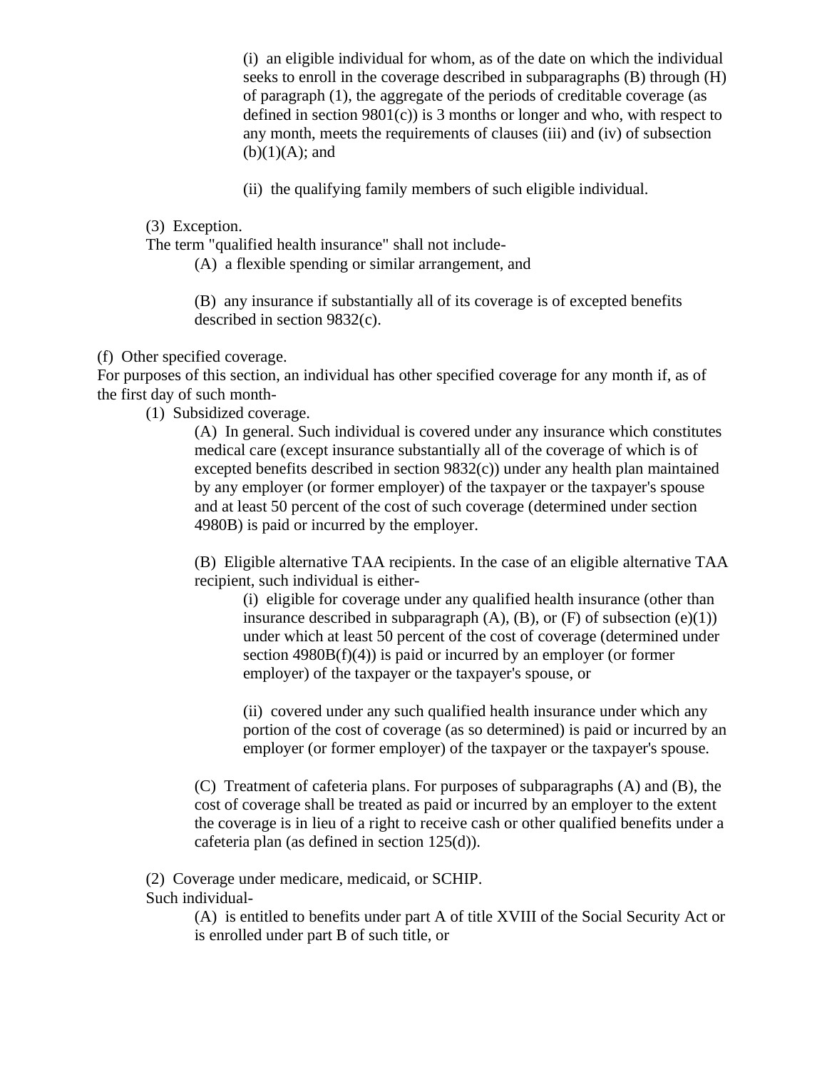(i) an eligible individual for whom, as of the date on which the individual seeks to enroll in the coverage described in subparagraphs (B) through (H) of paragraph (1), the aggregate of the periods of creditable coverage (as defined in section 9801(c)) is 3 months or longer and who, with respect to any month, meets the requirements of clauses (iii) and (iv) of subsection (b)(1)(A); and

(ii) the qualifying family members of such eligible individual.

(3) Exception.

The term "qualified health insurance" shall not include-

(A) a flexible spending or similar arrangement, and

(B) any insurance if substantially all of its coverage is of excepted benefits described in section 9832(c).

(f) Other specified coverage.

For purposes of this section, an individual has other specified coverage for any month if, as of the first day of such month-

(1) Subsidized coverage.

(A) In general. Such individual is covered under any insurance which constitutes medical care (except insurance substantially all of the coverage of which is of excepted benefits described in section 9832(c)) under any health plan maintained by any employer (or former employer) of the taxpayer or the taxpayer's spouse and at least 50 percent of the cost of such coverage (determined under section 4980B) is paid or incurred by the employer.

(B) Eligible alternative TAA recipients. In the case of an eligible alternative TAA recipient, such individual is either-

(i) eligible for coverage under any qualified health insurance (other than insurance described in subparagraph (A), (B), or (F) of subsection (e)(1)) under which at least 50 percent of the cost of coverage (determined under section 4980B(f)(4)) is paid or incurred by an employer (or former employer) of the taxpayer or the taxpayer's spouse, or

(ii) covered under any such qualified health insurance under which any portion of the cost of coverage (as so determined) is paid or incurred by an employer (or former employer) of the taxpayer or the taxpayer's spouse.

(C) Treatment of cafeteria plans. For purposes of subparagraphs (A) and (B), the cost of coverage shall be treated as paid or incurred by an employer to the extent the coverage is in lieu of a right to receive cash or other qualified benefits under a cafeteria plan (as defined in section 125(d)).

(2) Coverage under medicare, medicaid, or SCHIP.

Such individual-

(A) is entitled to benefits under part A of title XVIII of the Social Security Act or is enrolled under part B of such title, or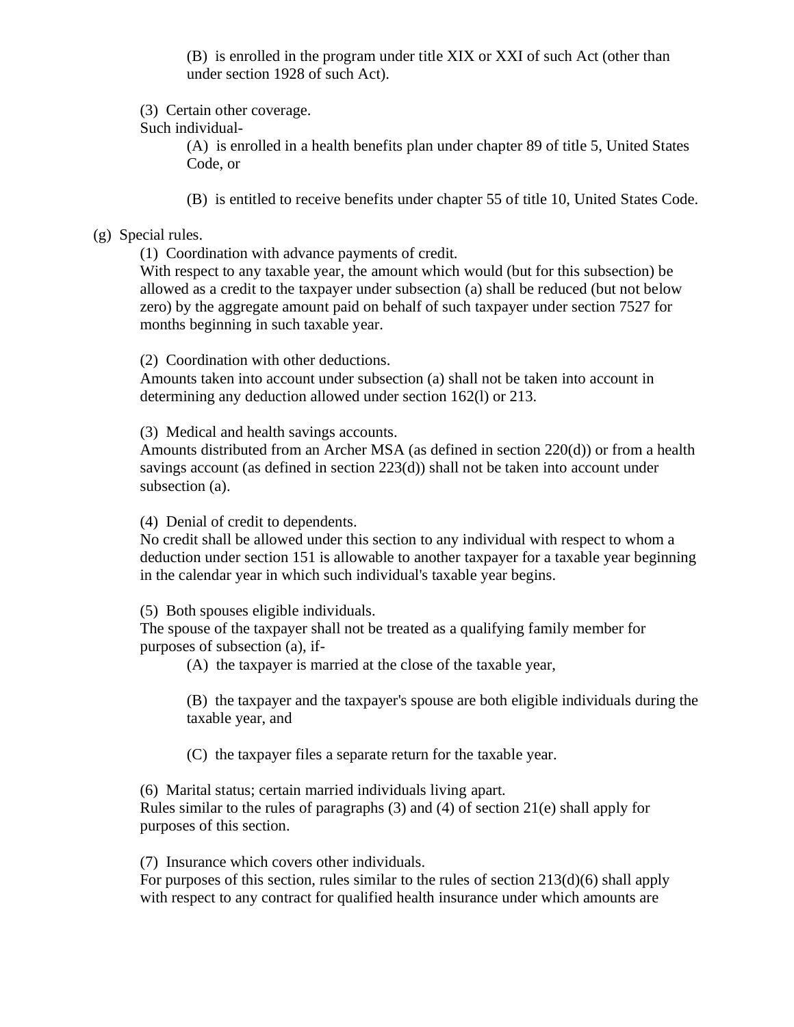(B) is enrolled in the program under title XIX or XXI of such Act (other than under section 1928 of such Act).

(3) Certain other coverage.

Such individual-

(A) is enrolled in a health benefits plan under chapter 89 of title 5, United States Code, or

(B) is entitled to receive benefits under chapter 55 of title 10, United States Code.

(g) Special rules.

(1) Coordination with advance payments of credit.

With respect to any taxable year, the amount which would (but for this subsection) be allowed as a credit to the taxpayer under subsection (a) shall be reduced (but not below zero) by the aggregate amount paid on behalf of such taxpayer under section 7527 for months beginning in such taxable year.

(2) Coordination with other deductions.

Amounts taken into account under subsection (a) shall not be taken into account in determining any deduction allowed under section 162(l) or 213.

(3) Medical and health savings accounts.

Amounts distributed from an Archer MSA (as defined in section 220(d)) or from a health savings account (as defined in section 223(d)) shall not be taken into account under subsection (a).

(4) Denial of credit to dependents.

No credit shall be allowed under this section to any individual with respect to whom a deduction under section 151 is allowable to another taxpayer for a taxable year beginning in the calendar year in which such individual's taxable year begins.

(5) Both spouses eligible individuals.

The spouse of the taxpayer shall not be treated as a qualifying family member for purposes of subsection (a), if-

(A) the taxpayer is married at the close of the taxable year,

(B) the taxpayer and the taxpayer's spouse are both eligible individuals during the taxable year, and

(C) the taxpayer files a separate return for the taxable year.

(6) Marital status; certain married individuals living apart.

Rules similar to the rules of paragraphs (3) and (4) of section 21(e) shall apply for purposes of this section.

(7) Insurance which covers other individuals.

For purposes of this section, rules similar to the rules of section 213(d)(6) shall apply with respect to any contract for qualified health insurance under which amounts are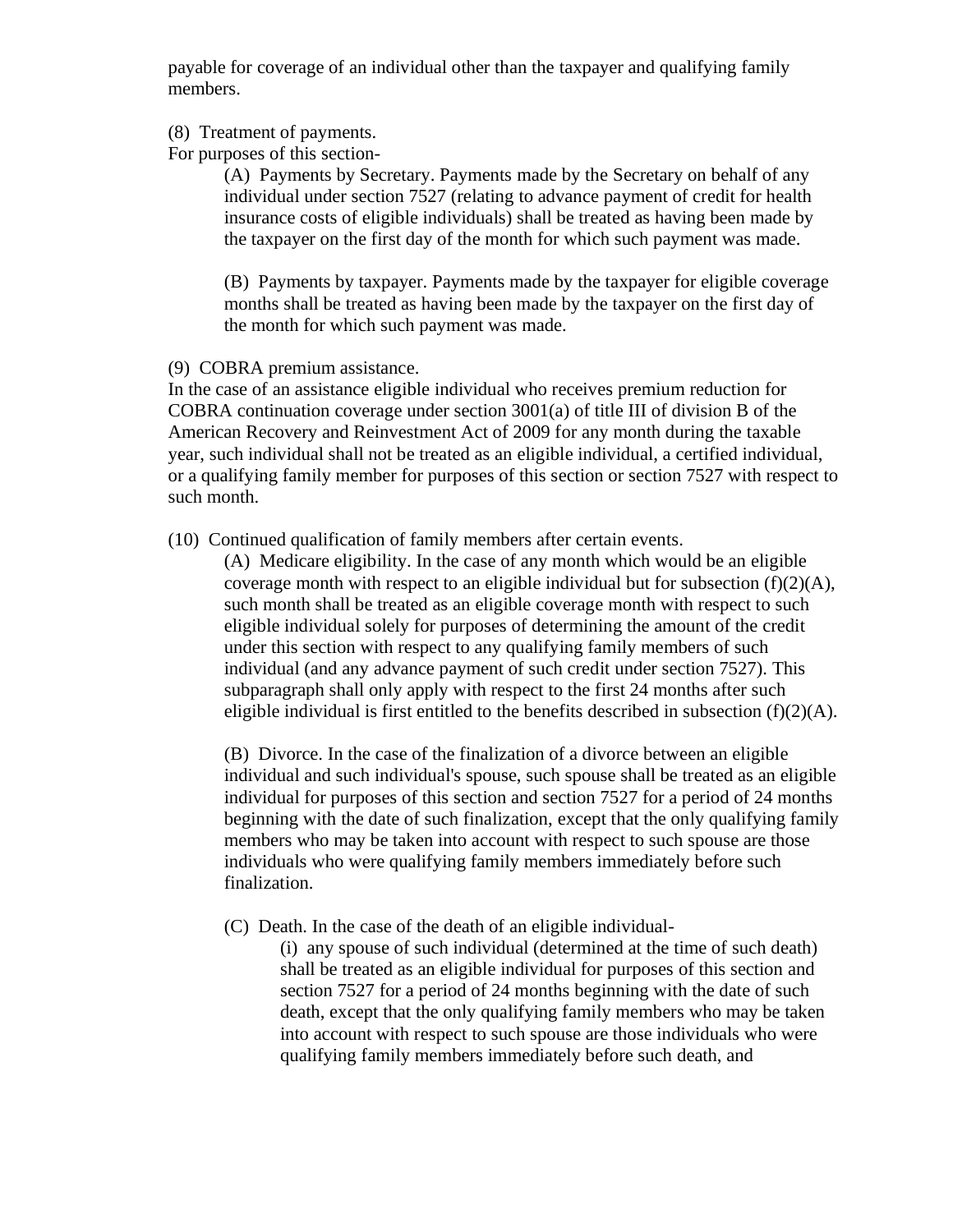payable for coverage of an individual other than the taxpayer and qualifying family members.

(8) Treatment of payments.
For purposes of this section-

> (A) Payments by Secretary. Payments made by the Secretary on behalf of any individual under section 7527 (relating to advance payment of credit for health insurance costs of eligible individuals) shall be treated as having been made by the taxpayer on the first day of the month for which such payment was made.
>
> (B) Payments by taxpayer. Payments made by the taxpayer for eligible coverage months shall be treated as having been made by the taxpayer on the first day of the month for which such payment was made.

(9) COBRA premium assistance.
In the case of an assistance eligible individual who receives premium reduction for COBRA continuation coverage under section 3001(a) of title III of division B of the American Recovery and Reinvestment Act of 2009 for any month during the taxable year, such individual shall not be treated as an eligible individual, a certified individual, or a qualifying family member for purposes of this section or section 7527 with respect to such month.

(10) Continued qualification of family members after certain events.

> (A) Medicare eligibility. In the case of any month which would be an eligible coverage month with respect to an eligible individual but for subsection (f)(2)(A), such month shall be treated as an eligible coverage month with respect to such eligible individual solely for purposes of determining the amount of the credit under this section with respect to any qualifying family members of such individual (and any advance payment of such credit under section 7527). This subparagraph shall only apply with respect to the first 24 months after such eligible individual is first entitled to the benefits described in subsection (f)(2)(A).
>
> (B) Divorce. In the case of the finalization of a divorce between an eligible individual and such individual's spouse, such spouse shall be treated as an eligible individual for purposes of this section and section 7527 for a period of 24 months beginning with the date of such finalization, except that the only qualifying family members who may be taken into account with respect to such spouse are those individuals who were qualifying family members immediately before such finalization.
>
> (C) Death. In the case of the death of an eligible individual-
>
> > (i) any spouse of such individual (determined at the time of such death) shall be treated as an eligible individual for purposes of this section and section 7527 for a period of 24 months beginning with the date of such death, except that the only qualifying family members who may be taken into account with respect to such spouse are those individuals who were qualifying family members immediately before such death, and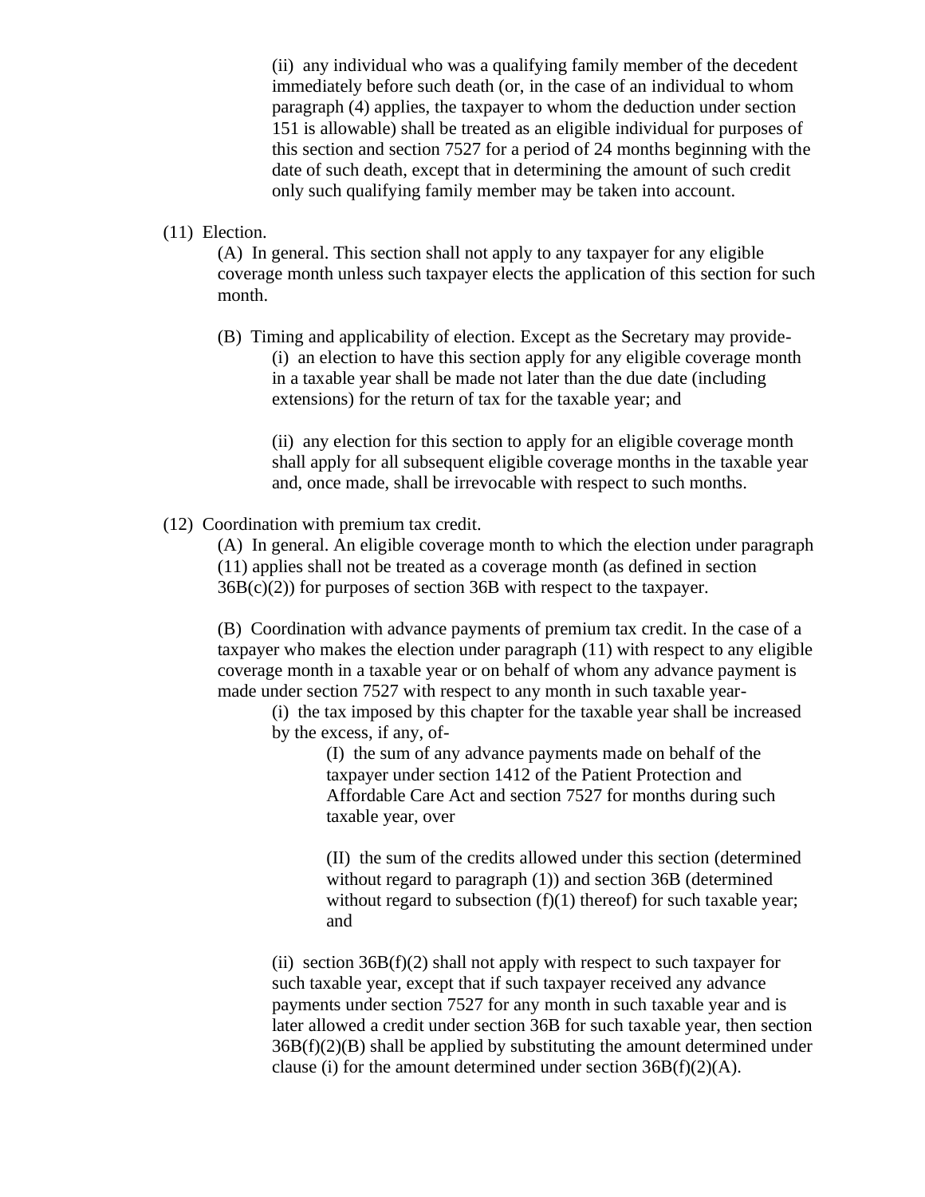(ii) any individual who was a qualifying family member of the decedent immediately before such death (or, in the case of an individual to whom paragraph (4) applies, the taxpayer to whom the deduction under section 151 is allowable) shall be treated as an eligible individual for purposes of this section and section 7527 for a period of 24 months beginning with the date of such death, except that in determining the amount of such credit only such qualifying family member may be taken into account.

(11) Election.

(A) In general. This section shall not apply to any taxpayer for any eligible coverage month unless such taxpayer elects the application of this section for such month.

(B) Timing and applicability of election. Except as the Secretary may provide-

(i) an election to have this section apply for any eligible coverage month in a taxable year shall be made not later than the due date (including extensions) for the return of tax for the taxable year; and

(ii) any election for this section to apply for an eligible coverage month shall apply for all subsequent eligible coverage months in the taxable year and, once made, shall be irrevocable with respect to such months.

(12) Coordination with premium tax credit.

(A) In general. An eligible coverage month to which the election under paragraph (11) applies shall not be treated as a coverage month (as defined in section 36B(c)(2)) for purposes of section 36B with respect to the taxpayer.

(B) Coordination with advance payments of premium tax credit. In the case of a taxpayer who makes the election under paragraph (11) with respect to any eligible coverage month in a taxable year or on behalf of whom any advance payment is made under section 7527 with respect to any month in such taxable year-

(i) the tax imposed by this chapter for the taxable year shall be increased by the excess, if any, of-

(I) the sum of any advance payments made on behalf of the taxpayer under section 1412 of the Patient Protection and Affordable Care Act and section 7527 for months during such taxable year, over

(II) the sum of the credits allowed under this section (determined without regard to paragraph (1)) and section 36B (determined without regard to subsection (f)(1) thereof) for such taxable year; and

(ii) section 36B(f)(2) shall not apply with respect to such taxpayer for such taxable year, except that if such taxpayer received any advance payments under section 7527 for any month in such taxable year and is later allowed a credit under section 36B for such taxable year, then section 36B(f)(2)(B) shall be applied by substituting the amount determined under clause (i) for the amount determined under section 36B(f)(2)(A).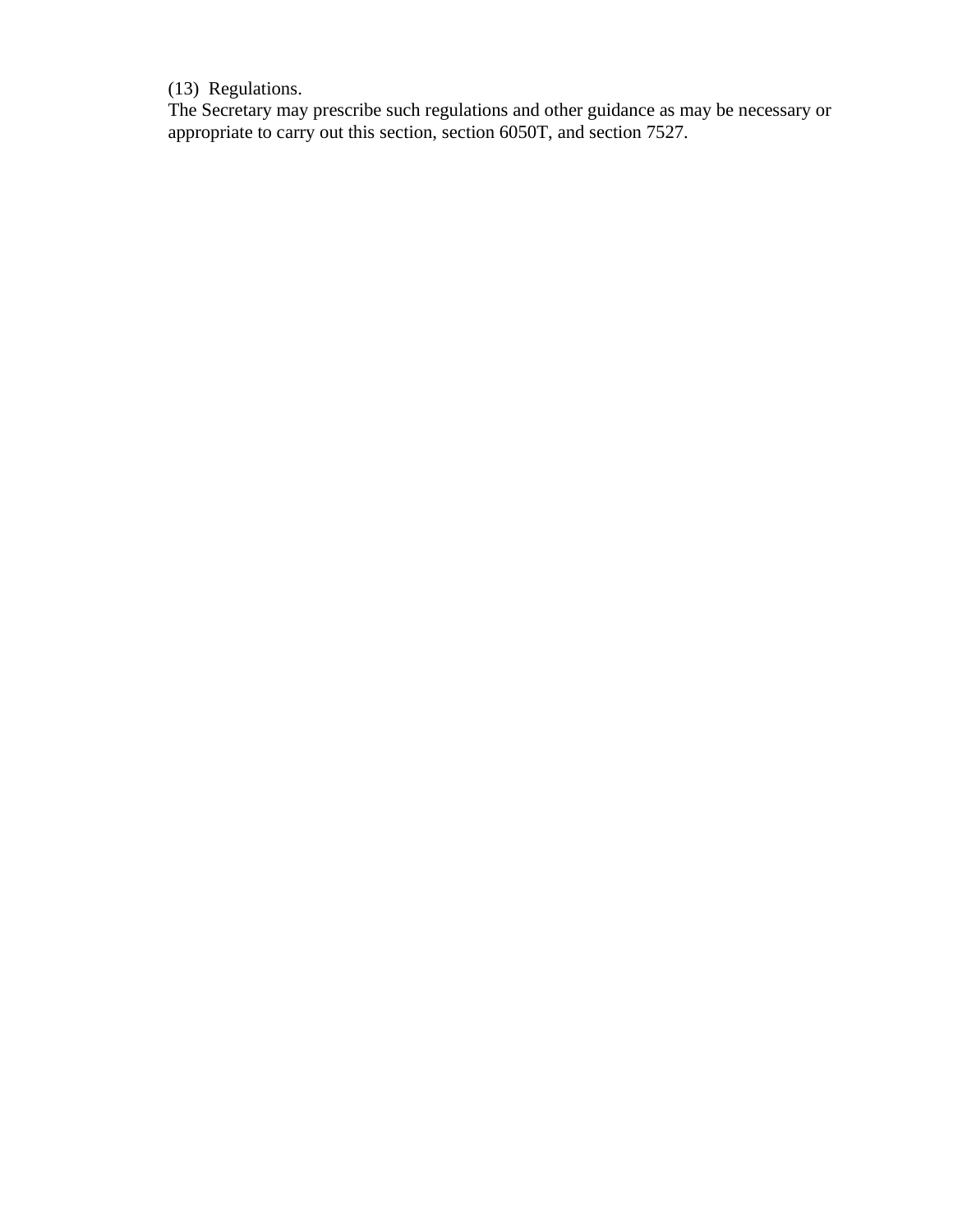(13) Regulations.

The Secretary may prescribe such regulations and other guidance as may be necessary or appropriate to carry out this section, section 6050T, and section 7527.